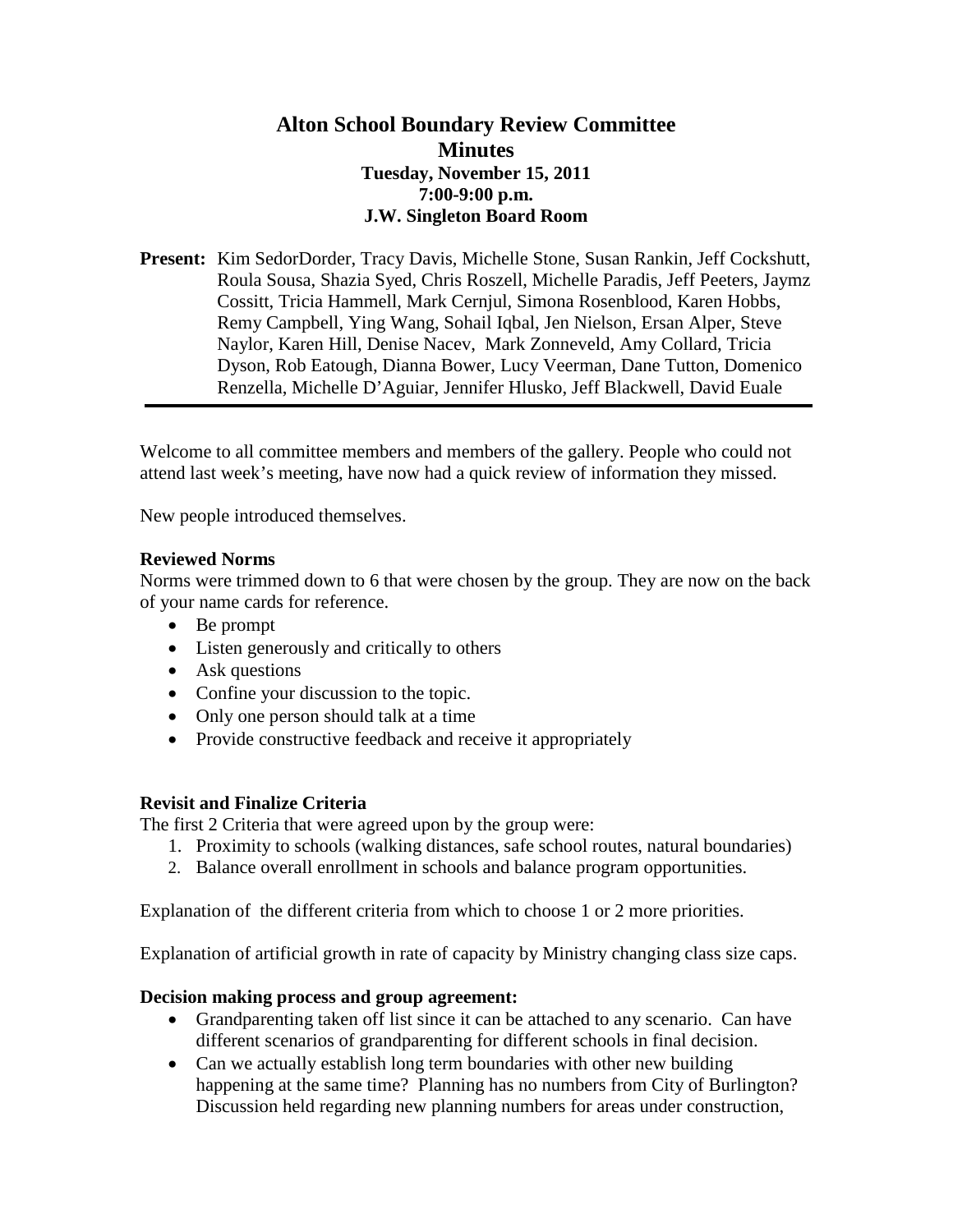# Alton School Boundary Review Committee

## Minutes

**Tuesday, November 15, 2011**
**7:00-9:00 p.m.**
**J.W. Singleton Board Room**

**Present:** Kim SedorDorder, Tracy Davis, Michelle Stone, Susan Rankin, Jeff Cockshutt, Roula Sousa, Shazia Syed, Chris Roszell, Michelle Paradis, Jeff Peeters, Jaymz Cossitt, Tricia Hammell, Mark Cernjul, Simona Rosenblood, Karen Hobbs, Remy Campbell, Ying Wang, Sohail Iqbal, Jen Nielson, Ersan Alper, Steve Naylor, Karen Hill, Denise Nacev, Mark Zonneveld, Amy Collard, Tricia Dyson, Rob Eatough, Dianna Bower, Lucy Veerman, Dane Tutton, Domenico Renzella, Michelle D'Aguiar, Jennifer Hlusko, Jeff Blackwell, David Euale

---

Welcome to all committee members and members of the gallery. People who could not attend last week's meeting, have now had a quick review of information they missed.

New people introduced themselves.

**Reviewed Norms**

Norms were trimmed down to 6 that were chosen by the group. They are now on the back of your name cards for reference.

- Be prompt
- Listen generously and critically to others
- Ask questions
- Confine your discussion to the topic.
- Only one person should talk at a time
- Provide constructive feedback and receive it appropriately

**Revisit and Finalize Criteria**

The first 2 Criteria that were agreed upon by the group were:

1. Proximity to schools (walking distances, safe school routes, natural boundaries)
2. Balance overall enrollment in schools and balance program opportunities.

Explanation of the different criteria from which to choose 1 or 2 more priorities.

Explanation of artificial growth in rate of capacity by Ministry changing class size caps.

**Decision making process and group agreement:**

- Grandparenting taken off list since it can be attached to any scenario. Can have different scenarios of grandparenting for different schools in final decision.
- Can we actually establish long term boundaries with other new building happening at the same time? Planning has no numbers from City of Burlington? Discussion held regarding new planning numbers for areas under construction,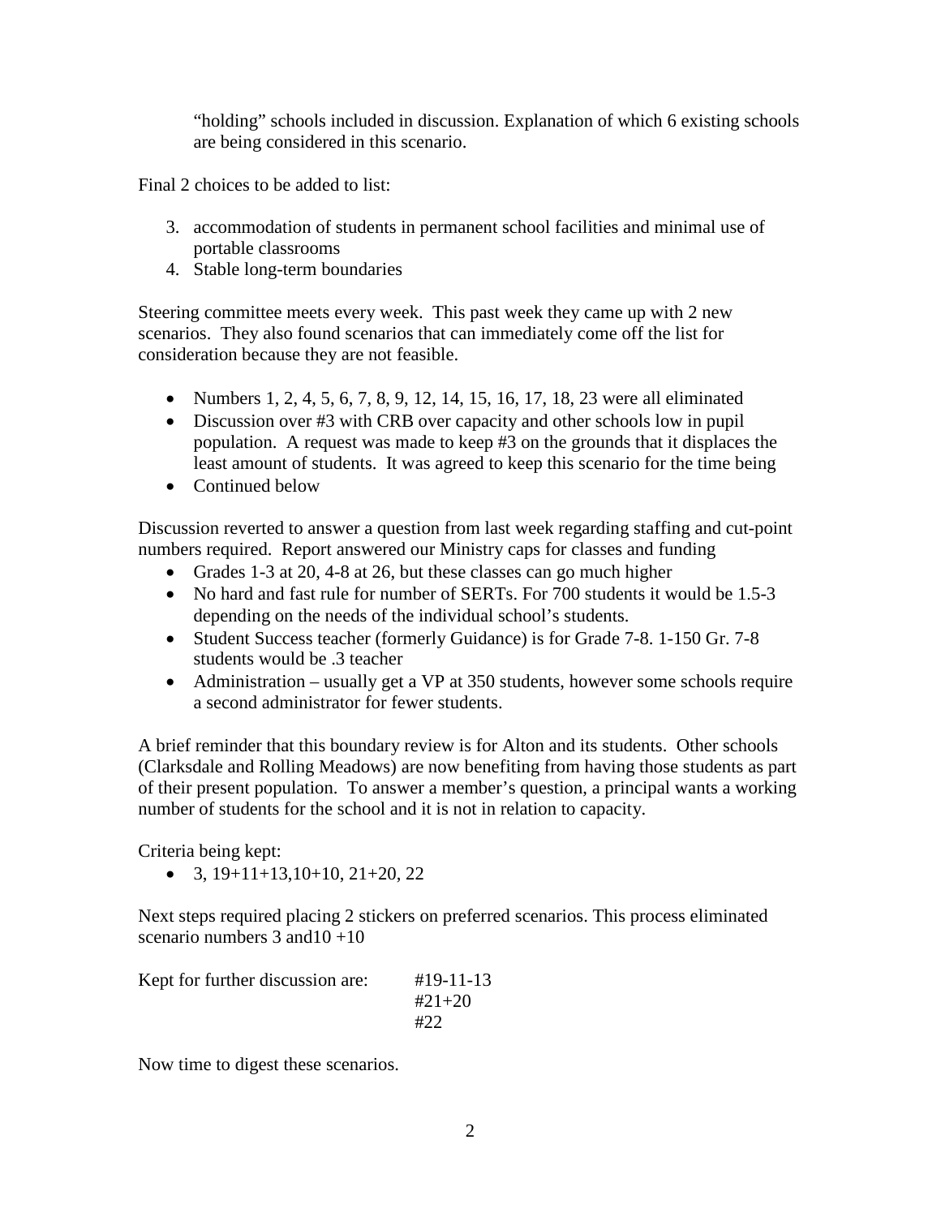"holding" schools included in discussion. Explanation of which 6 existing schools are being considered in this scenario.

Final 2 choices to be added to list:

3. accommodation of students in permanent school facilities and minimal use of portable classrooms
4. Stable long-term boundaries

Steering committee meets every week. This past week they came up with 2 new scenarios. They also found scenarios that can immediately come off the list for consideration because they are not feasible.

- Numbers 1, 2, 4, 5, 6, 7, 8, 9, 12, 14, 15, 16, 17, 18, 23 were all eliminated
- Discussion over #3 with CRB over capacity and other schools low in pupil population. A request was made to keep #3 on the grounds that it displaces the least amount of students. It was agreed to keep this scenario for the time being
- Continued below

Discussion reverted to answer a question from last week regarding staffing and cut-point numbers required. Report answered our Ministry caps for classes and funding

- Grades 1-3 at 20, 4-8 at 26, but these classes can go much higher
- No hard and fast rule for number of SERTs. For 700 students it would be 1.5-3 depending on the needs of the individual school's students.
- Student Success teacher (formerly Guidance) is for Grade 7-8. 1-150 Gr. 7-8 students would be .3 teacher
- Administration – usually get a VP at 350 students, however some schools require a second administrator for fewer students.

A brief reminder that this boundary review is for Alton and its students. Other schools (Clarksdale and Rolling Meadows) are now benefiting from having those students as part of their present population. To answer a member's question, a principal wants a working number of students for the school and it is not in relation to capacity.

Criteria being kept:

- 3, 19+11+13,10+10, 21+20, 22

Next steps required placing 2 stickers on preferred scenarios. This process eliminated scenario numbers 3 and10 +10

Kept for further discussion are: #19-11-13
#21+20
#22

Now time to digest these scenarios.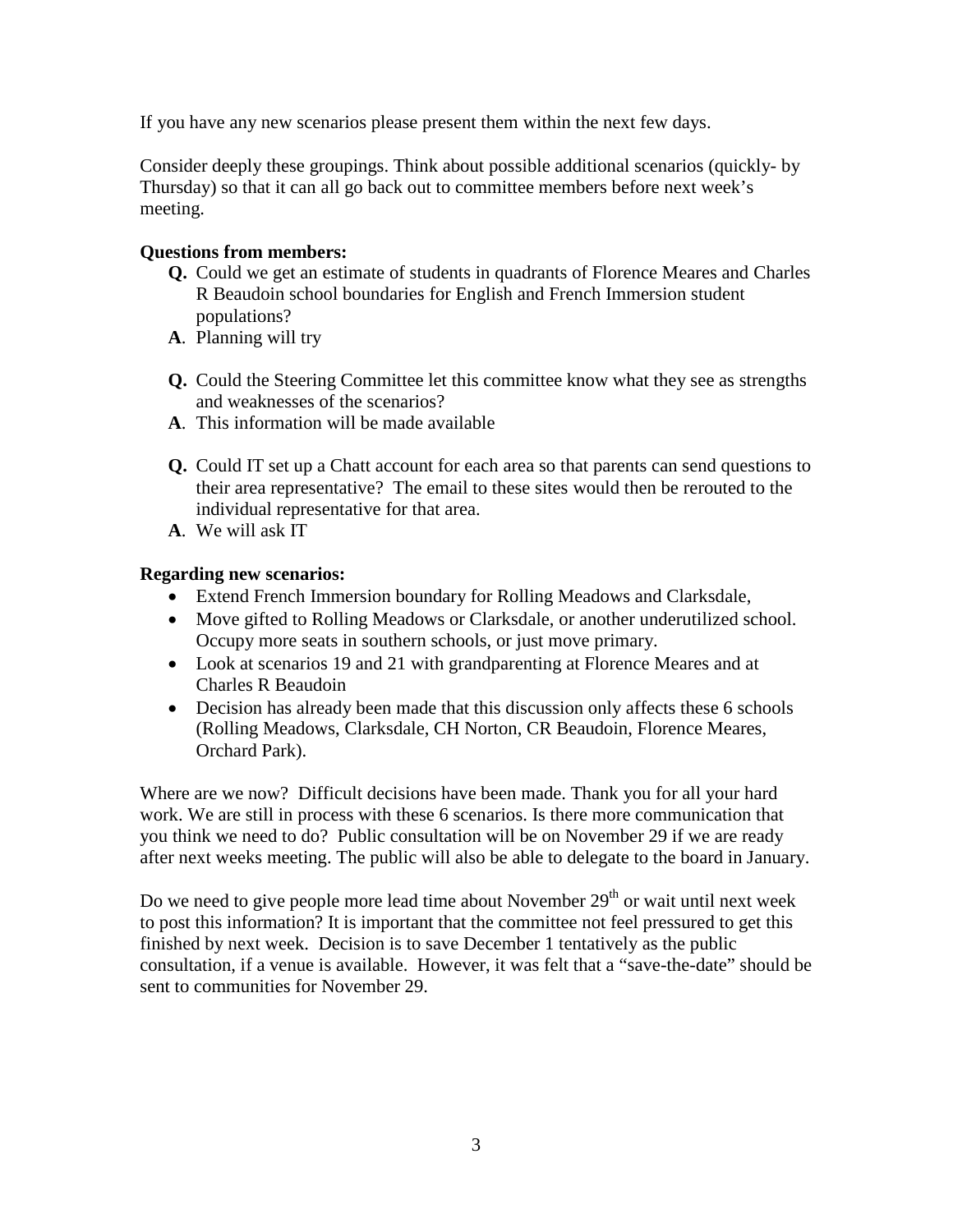If you have any new scenarios please present them within the next few days.

Consider deeply these groupings. Think about possible additional scenarios (quickly- by Thursday) so that it can all go back out to committee members before next week's meeting.

**Questions from members:**

- **Q.** Could we get an estimate of students in quadrants of Florence Meares and Charles R Beaudoin school boundaries for English and French Immersion student populations?
- **A**. Planning will try

- **Q.** Could the Steering Committee let this committee know what they see as strengths and weaknesses of the scenarios?
- **A**. This information will be made available

- **Q.** Could IT set up a Chatt account for each area so that parents can send questions to their area representative? The email to these sites would then be rerouted to the individual representative for that area.
- **A**. We will ask IT

**Regarding new scenarios:**

- Extend French Immersion boundary for Rolling Meadows and Clarksdale,
- Move gifted to Rolling Meadows or Clarksdale, or another underutilized school. Occupy more seats in southern schools, or just move primary.
- Look at scenarios 19 and 21 with grandparenting at Florence Meares and at Charles R Beaudoin
- Decision has already been made that this discussion only affects these 6 schools (Rolling Meadows, Clarksdale, CH Norton, CR Beaudoin, Florence Meares, Orchard Park).

Where are we now? Difficult decisions have been made. Thank you for all your hard work. We are still in process with these 6 scenarios. Is there more communication that you think we need to do? Public consultation will be on November 29 if we are ready after next weeks meeting. The public will also be able to delegate to the board in January.

Do we need to give people more lead time about November 29th or wait until next week to post this information? It is important that the committee not feel pressured to get this finished by next week. Decision is to save December 1 tentatively as the public consultation, if a venue is available. However, it was felt that a "save-the-date" should be sent to communities for November 29.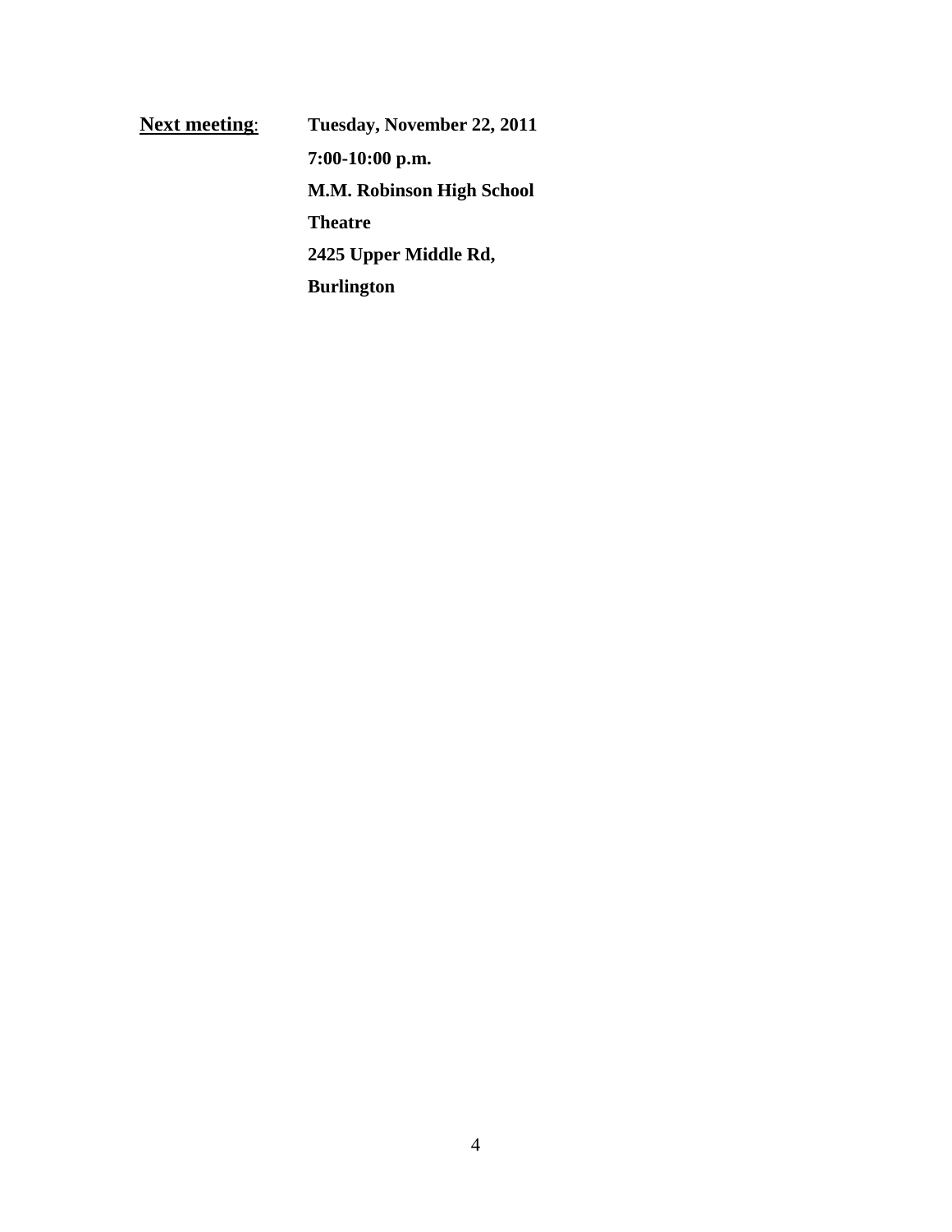**Next meeting**: **Tuesday, November 22, 2011**

**7:00-10:00 p.m.**

**M.M. Robinson High School**

**Theatre**

**2425 Upper Middle Rd,**

**Burlington**